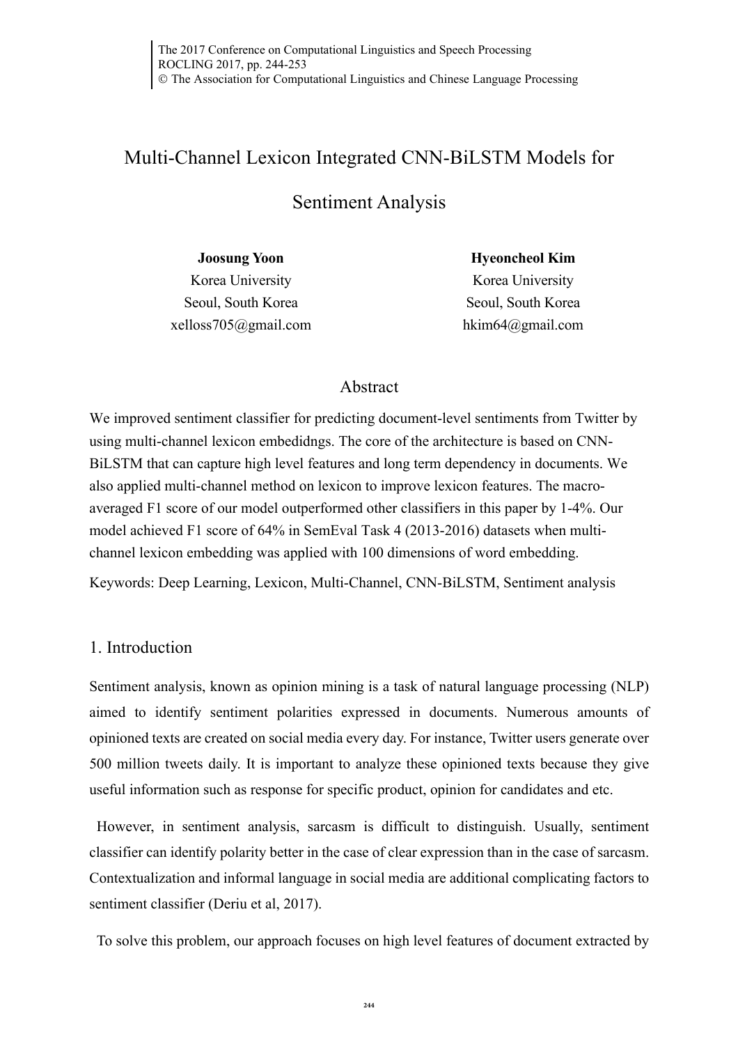# Multi-Channel Lexicon Integrated CNN-BiLSTM Models for Sentiment Analysis

**Joosung Yoon**
Korea University
Seoul, South Korea
xelloss705@gmail.com

**Hyeoncheol Kim**
Korea University
Seoul, South Korea
hkim64@gmail.com

## Abstract

We improved sentiment classifier for predicting document-level sentiments from Twitter by using multi-channel lexicon embedidngs. The core of the architecture is based on CNN-BiLSTM that can capture high level features and long term dependency in documents. We also applied multi-channel method on lexicon to improve lexicon features. The macro-averaged F1 score of our model outperformed other classifiers in this paper by 1-4%. Our model achieved F1 score of 64% in SemEval Task 4 (2013-2016) datasets when multi-channel lexicon embedding was applied with 100 dimensions of word embedding.

Keywords: Deep Learning, Lexicon, Multi-Channel, CNN-BiLSTM, Sentiment analysis

## 1. Introduction

Sentiment analysis, known as opinion mining is a task of natural language processing (NLP) aimed to identify sentiment polarities expressed in documents. Numerous amounts of opinioned texts are created on social media every day. For instance, Twitter users generate over 500 million tweets daily. It is important to analyze these opinioned texts because they give useful information such as response for specific product, opinion for candidates and etc.

However, in sentiment analysis, sarcasm is difficult to distinguish. Usually, sentiment classifier can identify polarity better in the case of clear expression than in the case of sarcasm. Contextualization and informal language in social media are additional complicating factors to sentiment classifier (Deriu et al, 2017).

To solve this problem, our approach focuses on high level features of document extracted by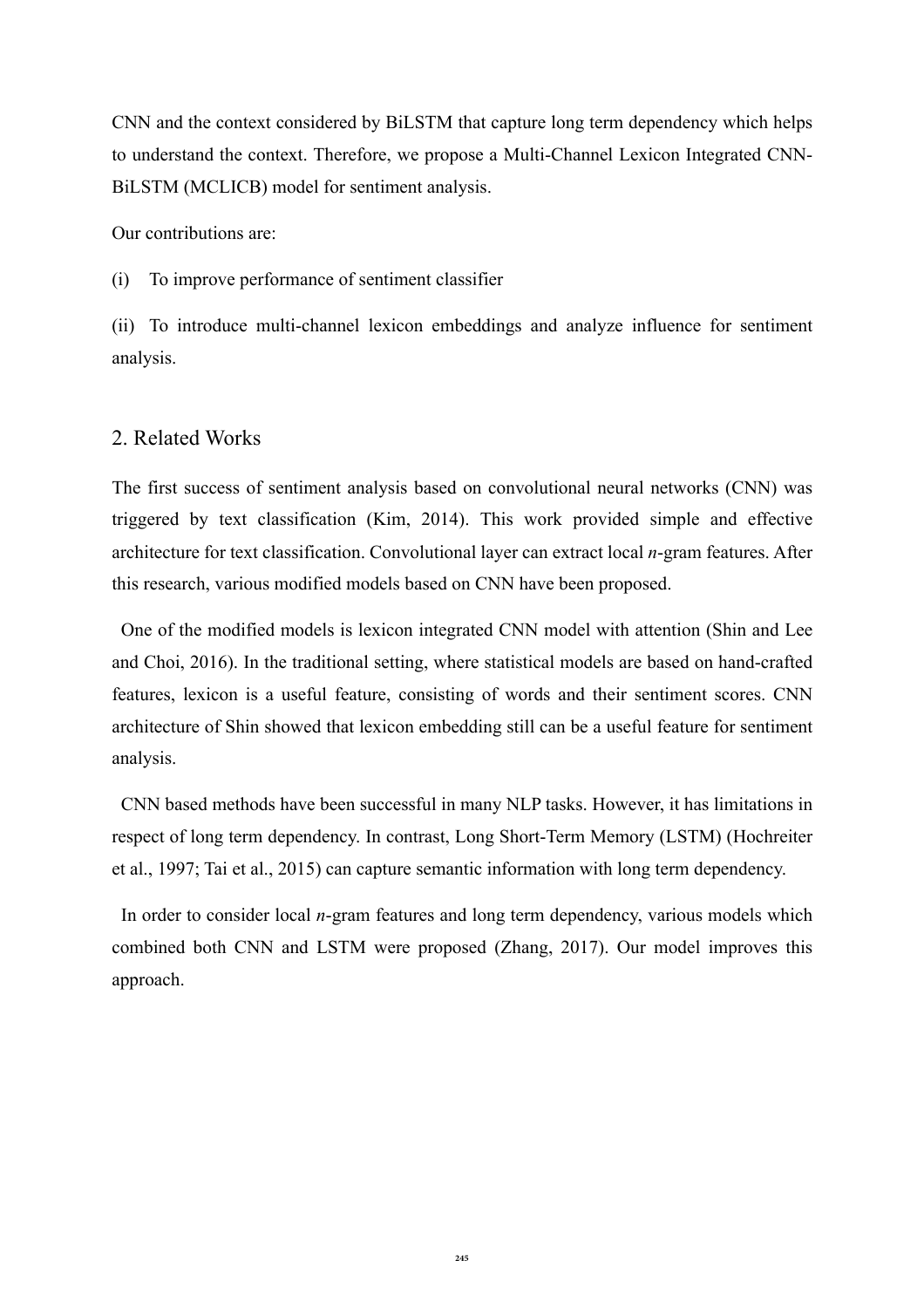CNN and the context considered by BiLSTM that capture long term dependency which helps to understand the context. Therefore, we propose a Multi-Channel Lexicon Integrated CNN-BiLSTM (MCLICB) model for sentiment analysis.

Our contributions are:

(i) To improve performance of sentiment classifier

(ii) To introduce multi-channel lexicon embeddings and analyze influence for sentiment analysis.

## 2. Related Works

The first success of sentiment analysis based on convolutional neural networks (CNN) was triggered by text classification (Kim, 2014). This work provided simple and effective architecture for text classification. Convolutional layer can extract local *n*-gram features. After this research, various modified models based on CNN have been proposed.

One of the modified models is lexicon integrated CNN model with attention (Shin and Lee and Choi, 2016). In the traditional setting, where statistical models are based on hand-crafted features, lexicon is a useful feature, consisting of words and their sentiment scores. CNN architecture of Shin showed that lexicon embedding still can be a useful feature for sentiment analysis.

CNN based methods have been successful in many NLP tasks. However, it has limitations in respect of long term dependency. In contrast, Long Short-Term Memory (LSTM) (Hochreiter et al., 1997; Tai et al., 2015) can capture semantic information with long term dependency.

In order to consider local *n*-gram features and long term dependency, various models which combined both CNN and LSTM were proposed (Zhang, 2017). Our model improves this approach.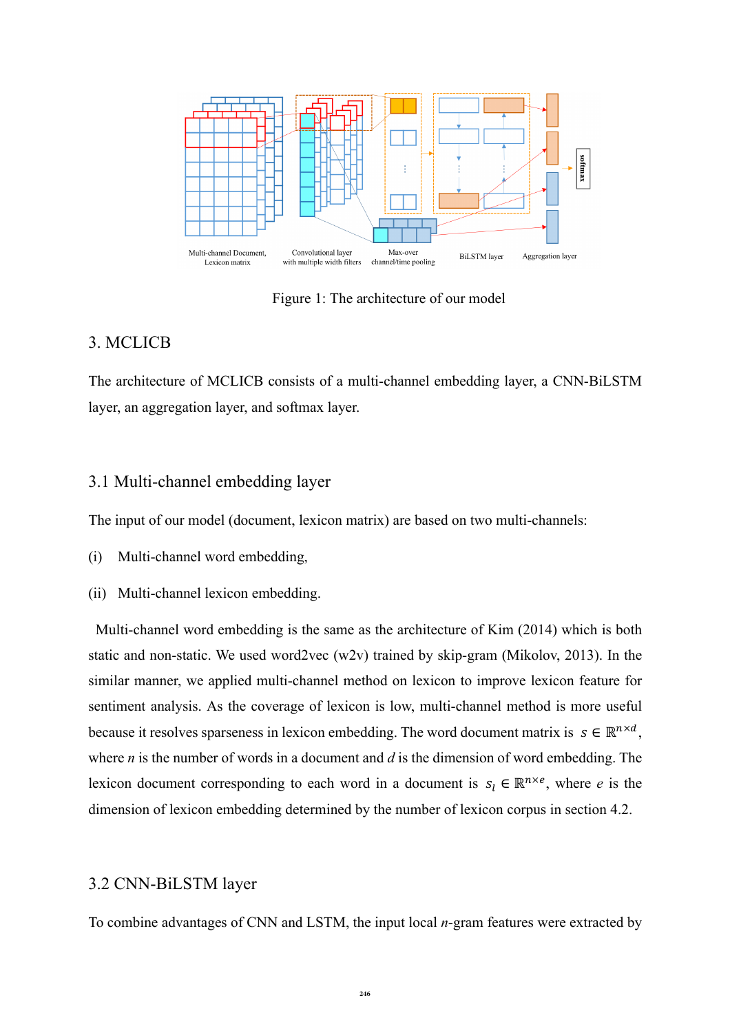Figure 1: The architecture of our model

## 3. MCLICB

The architecture of MCLICB consists of a multi-channel embedding layer, a CNN-BiLSTM layer, an aggregation layer, and softmax layer.

### 3.1 Multi-channel embedding layer

The input of our model (document, lexicon matrix) are based on two multi-channels:

(i) Multi-channel word embedding,

(ii) Multi-channel lexicon embedding.

Multi-channel word embedding is the same as the architecture of Kim (2014) which is both static and non-static. We used word2vec (w2v) trained by skip-gram (Mikolov, 2013). In the similar manner, we applied multi-channel method on lexicon to improve lexicon feature for sentiment analysis. As the coverage of lexicon is low, multi-channel method is more useful because it resolves sparseness in lexicon embedding. The word document matrix is $s \in \mathbb{R}^{n \times d}$, where $n$ is the number of words in a document and $d$ is the dimension of word embedding. The lexicon document corresponding to each word in a document is $s_l \in \mathbb{R}^{n \times e}$, where $e$ is the dimension of lexicon embedding determined by the number of lexicon corpus in section 4.2.

### 3.2 CNN-BiLSTM layer

To combine advantages of CNN and LSTM, the input local $n$-gram features were extracted by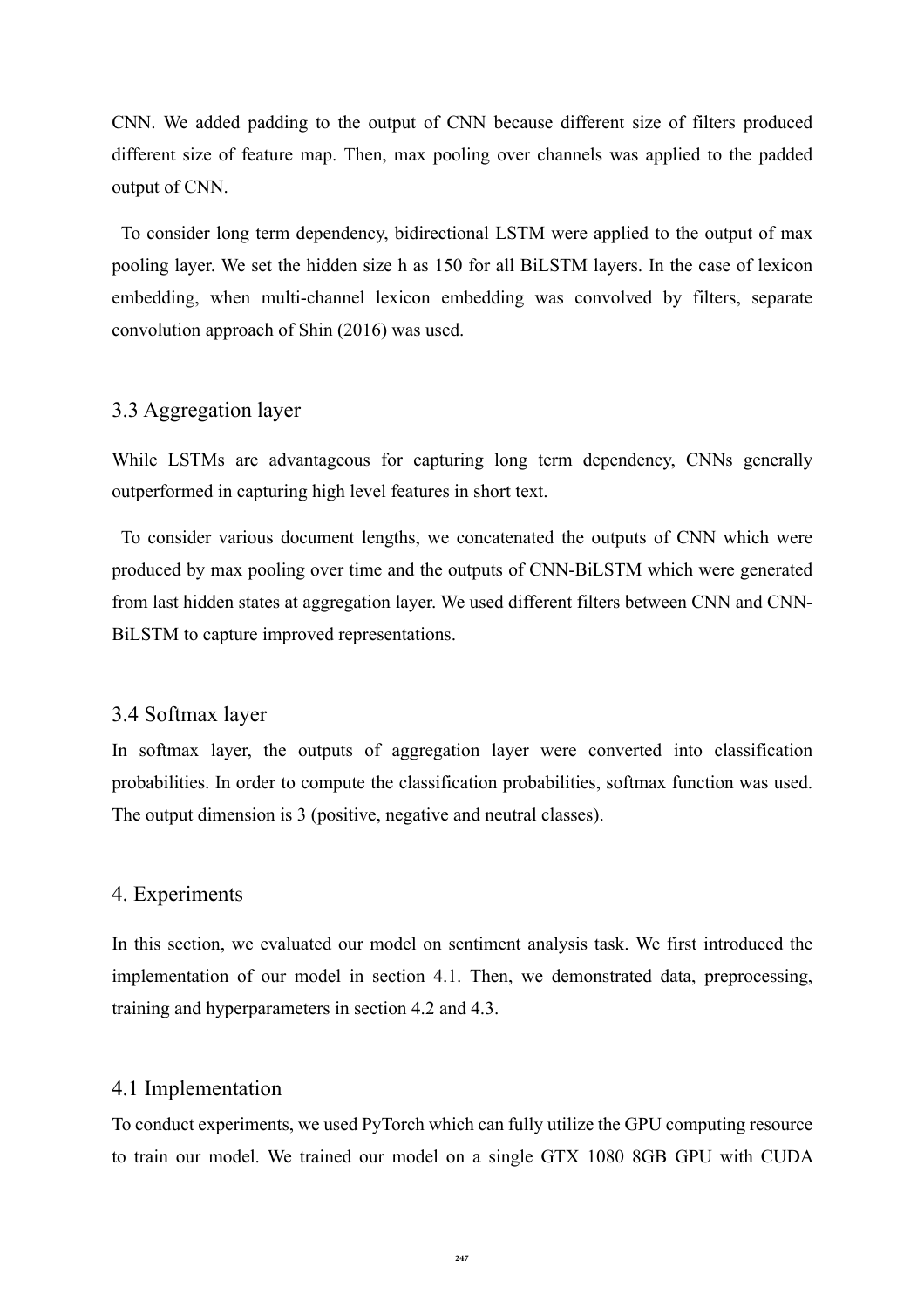CNN. We added padding to the output of CNN because different size of filters produced different size of feature map. Then, max pooling over channels was applied to the padded output of CNN.

To consider long term dependency, bidirectional LSTM were applied to the output of max pooling layer. We set the hidden size h as 150 for all BiLSTM layers. In the case of lexicon embedding, when multi-channel lexicon embedding was convolved by filters, separate convolution approach of Shin (2016) was used.

### 3.3 Aggregation layer

While LSTMs are advantageous for capturing long term dependency, CNNs generally outperformed in capturing high level features in short text.

To consider various document lengths, we concatenated the outputs of CNN which were produced by max pooling over time and the outputs of CNN-BiLSTM which were generated from last hidden states at aggregation layer. We used different filters between CNN and CNN-BiLSTM to capture improved representations.

### 3.4 Softmax layer

In softmax layer, the outputs of aggregation layer were converted into classification probabilities. In order to compute the classification probabilities, softmax function was used. The output dimension is 3 (positive, negative and neutral classes).

## 4. Experiments

In this section, we evaluated our model on sentiment analysis task. We first introduced the implementation of our model in section 4.1. Then, we demonstrated data, preprocessing, training and hyperparameters in section 4.2 and 4.3.

### 4.1 Implementation

To conduct experiments, we used PyTorch which can fully utilize the GPU computing resource to train our model. We trained our model on a single GTX 1080 8GB GPU with CUDA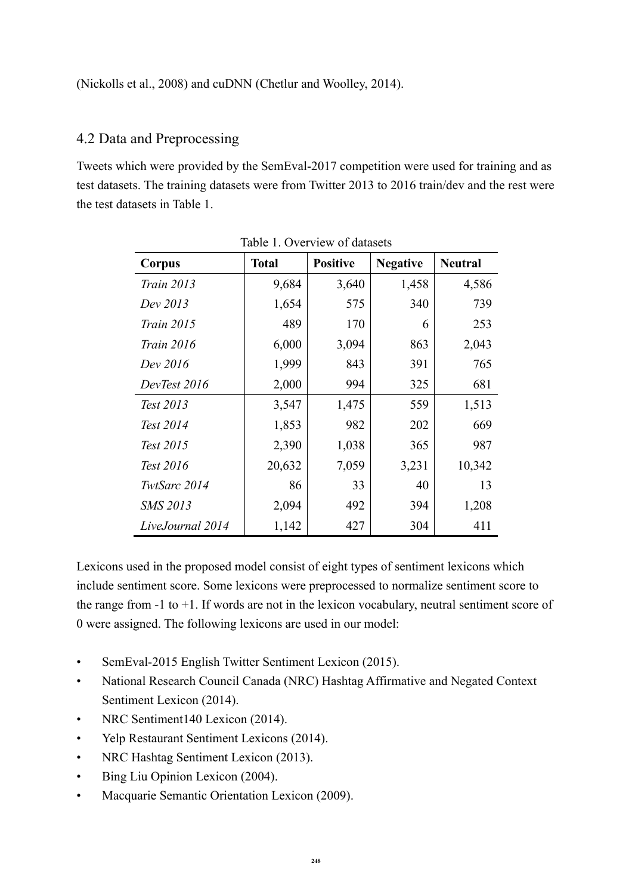(Nickolls et al., 2008) and cuDNN (Chetlur and Woolley, 2014).

## 4.2 Data and Preprocessing

Tweets which were provided by the SemEval-2017 competition were used for training and as test datasets. The training datasets were from Twitter 2013 to 2016 train/dev and the rest were the test datasets in Table 1.

Table 1. Overview of datasets

| Corpus | Total | Positive | Negative | Neutral |
|---|---|---|---|---|
| *Train 2013* | 9,684 | 3,640 | 1,458 | 4,586 |
| *Dev 2013* | 1,654 | 575 | 340 | 739 |
| *Train 2015* | 489 | 170 | 6 | 253 |
| *Train 2016* | 6,000 | 3,094 | 863 | 2,043 |
| *Dev 2016* | 1,999 | 843 | 391 | 765 |
| *DevTest 2016* | 2,000 | 994 | 325 | 681 |
| *Test 2013* | 3,547 | 1,475 | 559 | 1,513 |
| *Test 2014* | 1,853 | 982 | 202 | 669 |
| *Test 2015* | 2,390 | 1,038 | 365 | 987 |
| *Test 2016* | 20,632 | 7,059 | 3,231 | 10,342 |
| *TwtSarc 2014* | 86 | 33 | 40 | 13 |
| *SMS 2013* | 2,094 | 492 | 394 | 1,208 |
| *LiveJournal 2014* | 1,142 | 427 | 304 | 411 |

Lexicons used in the proposed model consist of eight types of sentiment lexicons which include sentiment score. Some lexicons were preprocessed to normalize sentiment score to the range from -1 to +1. If words are not in the lexicon vocabulary, neutral sentiment score of 0 were assigned. The following lexicons are used in our model:

- SemEval-2015 English Twitter Sentiment Lexicon (2015).
- National Research Council Canada (NRC) Hashtag Affirmative and Negated Context Sentiment Lexicon (2014).
- NRC Sentiment140 Lexicon (2014).
- Yelp Restaurant Sentiment Lexicons (2014).
- NRC Hashtag Sentiment Lexicon (2013).
- Bing Liu Opinion Lexicon (2004).
- Macquarie Semantic Orientation Lexicon (2009).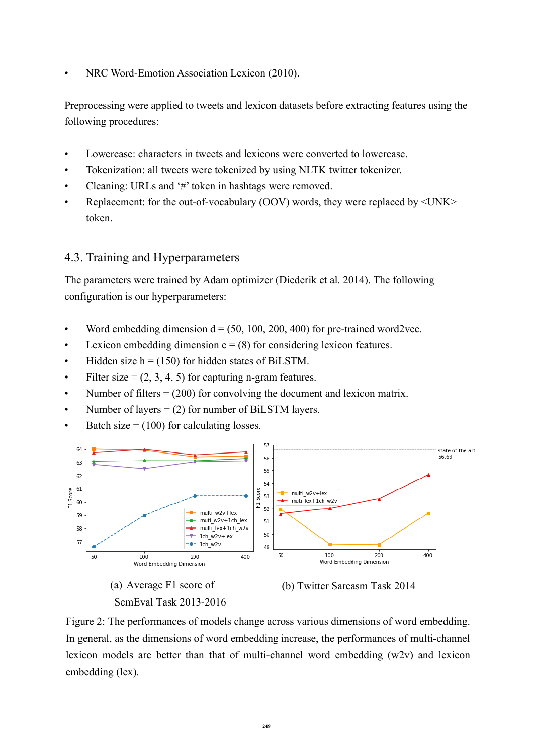- NRC Word-Emotion Association Lexicon (2010).

Preprocessing were applied to tweets and lexicon datasets before extracting features using the following procedures:

- Lowercase: characters in tweets and lexicons were converted to lowercase.
- Tokenization: all tweets were tokenized by using NLTK twitter tokenizer.
- Cleaning: URLs and '#' token in hashtags were removed.
- Replacement: for the out-of-vocabulary (OOV) words, they were replaced by <UNK> token.

## 4.3. Training and Hyperparameters

The parameters were trained by Adam optimizer (Diederik et al. 2014). The following configuration is our hyperparameters:

- Word embedding dimension d = (50, 100, 200, 400) for pre-trained word2vec.
- Lexicon embedding dimension e = (8) for considering lexicon features.
- Hidden size h = (150) for hidden states of BiLSTM.
- Filter size = (2, 3, 4, 5) for capturing n-gram features.
- Number of filters = (200) for convolving the document and lexicon matrix.
- Number of layers = (2) for number of BiLSTM layers.
- Batch size = (100) for calculating losses.

(a) Average F1 score of SemEval Task 2013-2016

(b) Twitter Sarcasm Task 2014

Figure 2: The performances of models change across various dimensions of word embedding. In general, as the dimensions of word embedding increase, the performances of multi-channel lexicon models are better than that of multi-channel word embedding (w2v) and lexicon embedding (lex).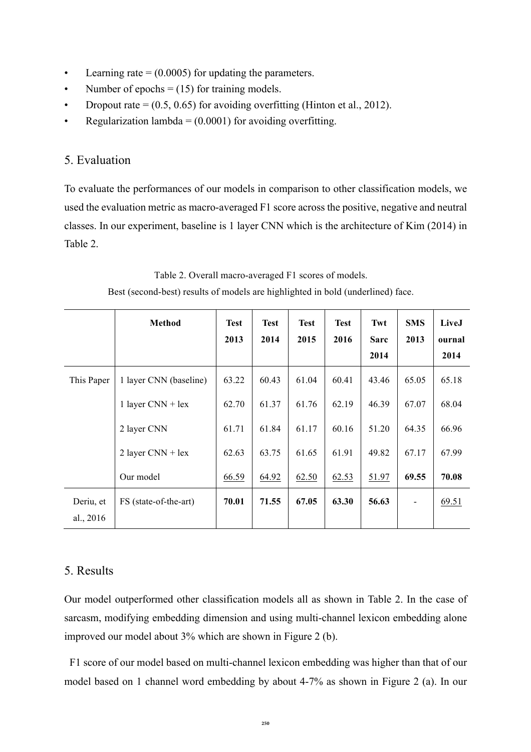- Learning rate = (0.0005) for updating the parameters.
- Number of epochs = (15) for training models.
- Dropout rate = (0.5, 0.65) for avoiding overfitting (Hinton et al., 2012).
- Regularization lambda = (0.0001) for avoiding overfitting.

## 5. Evaluation

To evaluate the performances of our models in comparison to other classification models, we used the evaluation metric as macro-averaged F1 score across the positive, negative and neutral classes. In our experiment, baseline is 1 layer CNN which is the architecture of Kim (2014) in Table 2.

Table 2. Overall macro-averaged F1 scores of models.
Best (second-best) results of models are highlighted in bold (underlined) face.

| | Method | Test 2013 | Test 2014 | Test 2015 | Test 2016 | Twt Sarc 2014 | SMS 2013 | LiveJournal 2014 |
|---|---|---|---|---|---|---|---|---|
| This Paper | 1 layer CNN (baseline) | 63.22 | 60.43 | 61.04 | 60.41 | 43.46 | 65.05 | 65.18 |
| | 1 layer CNN + lex | 62.70 | 61.37 | 61.76 | 62.19 | 46.39 | 67.07 | 68.04 |
| | 2 layer CNN | 61.71 | 61.84 | 61.17 | 60.16 | 51.20 | 64.35 | 66.96 |
| | 2 layer CNN + lex | 62.63 | 63.75 | 61.65 | 61.91 | 49.82 | 67.17 | 67.99 |
| | Our model | <u>66.59</u> | <u>64.92</u> | <u>62.50</u> | <u>62.53</u> | <u>51.97</u> | **69.55** | **70.08** |
| Deriu, et al., 2016 | FS (state-of-the-art) | **70.01** | **71.55** | **67.05** | **63.30** | **56.63** | - | <u>69.51</u> |

## 5. Results

Our model outperformed other classification models all as shown in Table 2. In the case of sarcasm, modifying embedding dimension and using multi-channel lexicon embedding alone improved our model about 3% which are shown in Figure 2 (b).

F1 score of our model based on multi-channel lexicon embedding was higher than that of our model based on 1 channel word embedding by about 4-7% as shown in Figure 2 (a). In our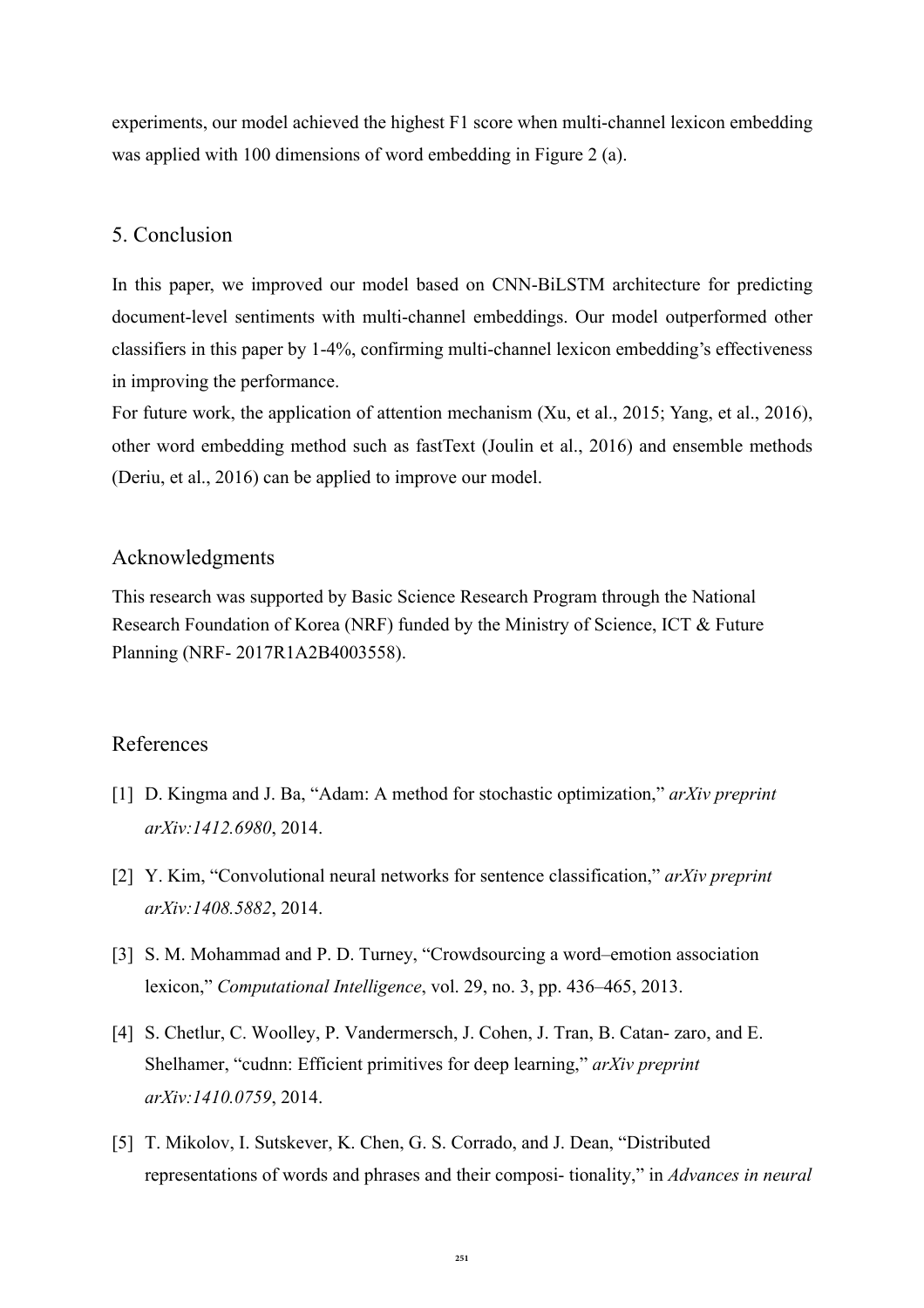experiments, our model achieved the highest F1 score when multi-channel lexicon embedding was applied with 100 dimensions of word embedding in Figure 2 (a).

## 5. Conclusion

In this paper, we improved our model based on CNN-BiLSTM architecture for predicting document-level sentiments with multi-channel embeddings. Our model outperformed other classifiers in this paper by 1-4%, confirming multi-channel lexicon embedding's effectiveness in improving the performance.

For future work, the application of attention mechanism (Xu, et al., 2015; Yang, et al., 2016), other word embedding method such as fastText (Joulin et al., 2016) and ensemble methods (Deriu, et al., 2016) can be applied to improve our model.

## Acknowledgments

This research was supported by Basic Science Research Program through the National Research Foundation of Korea (NRF) funded by the Ministry of Science, ICT & Future Planning (NRF- 2017R1A2B4003558).

## References

[1] D. Kingma and J. Ba, "Adam: A method for stochastic optimization," *arXiv preprint arXiv:1412.6980*, 2014.

[2] Y. Kim, "Convolutional neural networks for sentence classification," *arXiv preprint arXiv:1408.5882*, 2014.

[3] S. M. Mohammad and P. D. Turney, "Crowdsourcing a word–emotion association lexicon," *Computational Intelligence*, vol. 29, no. 3, pp. 436–465, 2013.

[4] S. Chetlur, C. Woolley, P. Vandermersch, J. Cohen, J. Tran, B. Catan- zaro, and E. Shelhamer, "cudnn: Efficient primitives for deep learning," *arXiv preprint arXiv:1410.0759*, 2014.

[5] T. Mikolov, I. Sutskever, K. Chen, G. S. Corrado, and J. Dean, "Distributed representations of words and phrases and their composi- tionality," in *Advances in neural*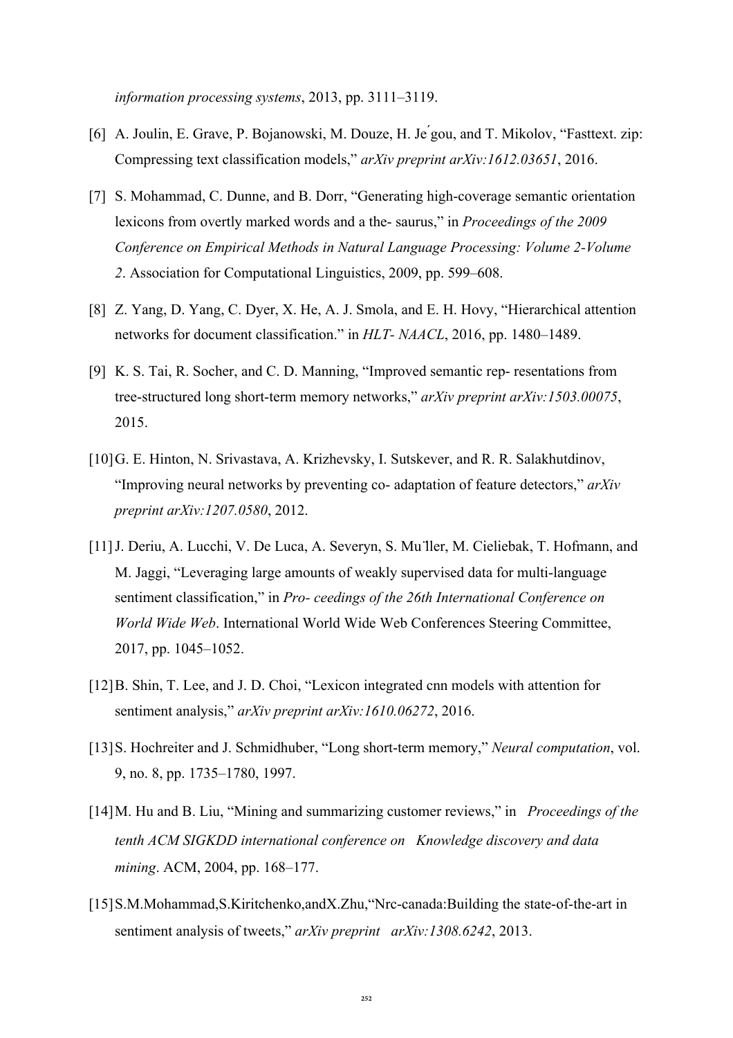*information processing systems*, 2013, pp. 3111–3119.

[6] A. Joulin, E. Grave, P. Bojanowski, M. Douze, H. Jégou, and T. Mikolov, “Fasttext. zip: Compressing text classification models,” *arXiv preprint arXiv:1612.03651*, 2016.

[7] S. Mohammad, C. Dunne, and B. Dorr, “Generating high-coverage semantic orientation lexicons from overtly marked words and a the- saurus,” in *Proceedings of the 2009 Conference on Empirical Methods in Natural Language Processing: Volume 2-Volume 2*. Association for Computational Linguistics, 2009, pp. 599–608.

[8] Z. Yang, D. Yang, C. Dyer, X. He, A. J. Smola, and E. H. Hovy, “Hierarchical attention networks for document classification.” in *HLT- NAACL*, 2016, pp. 1480–1489.

[9] K. S. Tai, R. Socher, and C. D. Manning, “Improved semantic rep- resentations from tree-structured long short-term memory networks,” *arXiv preprint arXiv:1503.00075*, 2015.

[10] G. E. Hinton, N. Srivastava, A. Krizhevsky, I. Sutskever, and R. R. Salakhutdinov, “Improving neural networks by preventing co- adaptation of feature detectors,” *arXiv preprint arXiv:1207.0580*, 2012.

[11] J. Deriu, A. Lucchi, V. De Luca, A. Severyn, S. Müller, M. Cieliebak, T. Hofmann, and M. Jaggi, “Leveraging large amounts of weakly supervised data for multi-language sentiment classification,” in *Pro- ceedings of the 26th International Conference on World Wide Web*. International World Wide Web Conferences Steering Committee, 2017, pp. 1045–1052.

[12] B. Shin, T. Lee, and J. D. Choi, “Lexicon integrated cnn models with attention for sentiment analysis,” *arXiv preprint arXiv:1610.06272*, 2016.

[13] S. Hochreiter and J. Schmidhuber, “Long short-term memory,” *Neural computation*, vol. 9, no. 8, pp. 1735–1780, 1997.

[14] M. Hu and B. Liu, “Mining and summarizing customer reviews,” in *Proceedings of the tenth ACM SIGKDD international conference on Knowledge discovery and data mining*. ACM, 2004, pp. 168–177.

[15] S.M.Mohammad,S.Kiritchenko,andX.Zhu,“Nrc-canada:Building the state-of-the-art in sentiment analysis of tweets,” *arXiv preprint arXiv:1308.6242*, 2013.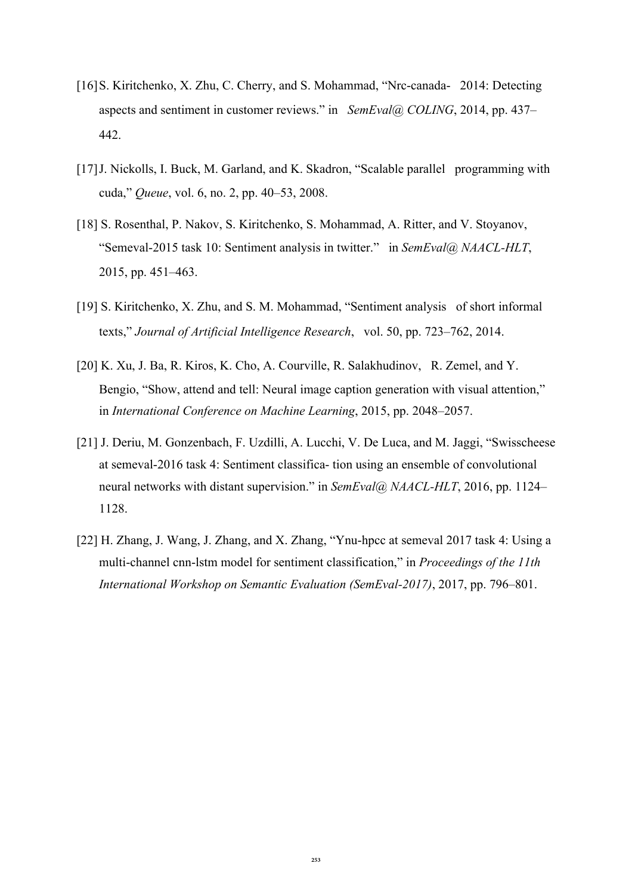[16] S. Kiritchenko, X. Zhu, C. Cherry, and S. Mohammad, "Nrc-canada- 2014: Detecting aspects and sentiment in customer reviews." in *SemEval@ COLING*, 2014, pp. 437–442.

[17] J. Nickolls, I. Buck, M. Garland, and K. Skadron, "Scalable parallel programming with cuda," *Queue*, vol. 6, no. 2, pp. 40–53, 2008.

[18] S. Rosenthal, P. Nakov, S. Kiritchenko, S. Mohammad, A. Ritter, and V. Stoyanov, "Semeval-2015 task 10: Sentiment analysis in twitter." in *SemEval@ NAACL-HLT*, 2015, pp. 451–463.

[19] S. Kiritchenko, X. Zhu, and S. M. Mohammad, "Sentiment analysis of short informal texts," *Journal of Artificial Intelligence Research*, vol. 50, pp. 723–762, 2014.

[20] K. Xu, J. Ba, R. Kiros, K. Cho, A. Courville, R. Salakhudinov, R. Zemel, and Y. Bengio, "Show, attend and tell: Neural image caption generation with visual attention," in *International Conference on Machine Learning*, 2015, pp. 2048–2057.

[21] J. Deriu, M. Gonzenbach, F. Uzdilli, A. Lucchi, V. De Luca, and M. Jaggi, "Swisscheese at semeval-2016 task 4: Sentiment classifica- tion using an ensemble of convolutional neural networks with distant supervision." in *SemEval@ NAACL-HLT*, 2016, pp. 1124–1128.

[22] H. Zhang, J. Wang, J. Zhang, and X. Zhang, "Ynu-hpcc at semeval 2017 task 4: Using a multi-channel cnn-lstm model for sentiment classification," in *Proceedings of the 11th International Workshop on Semantic Evaluation (SemEval-2017)*, 2017, pp. 796–801.